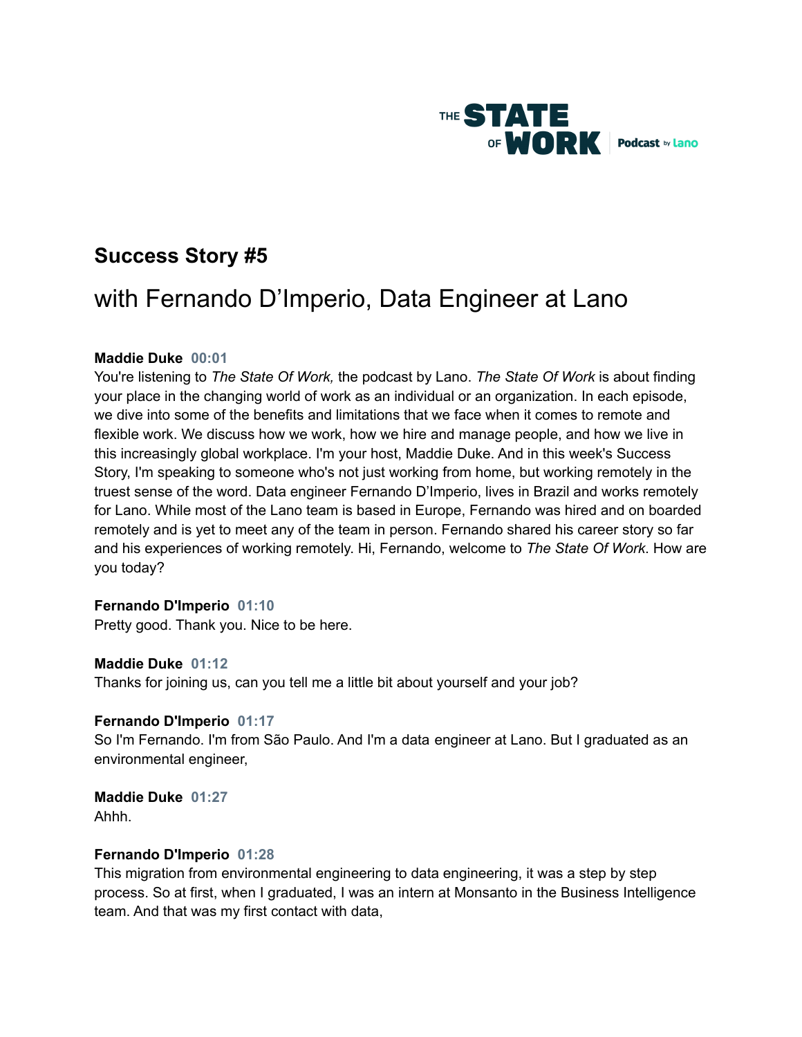THE STATE OF WORK | Podcast by lano

## Success Story #5

# with Fernando D’Imperio, Data Engineer at Lano

**Maddie Duke** 00:01
You're listening to *The State Of Work,* the podcast by Lano. *The State Of Work* is about finding your place in the changing world of work as an individual or an organization. In each episode, we dive into some of the benefits and limitations that we face when it comes to remote and flexible work. We discuss how we work, how we hire and manage people, and how we live in this increasingly global workplace. I'm your host, Maddie Duke. And in this week's Success Story, I'm speaking to someone who's not just working from home, but working remotely in the truest sense of the word. Data engineer Fernando D’Imperio, lives in Brazil and works remotely for Lano. While most of the Lano team is based in Europe, Fernando was hired and on boarded remotely and is yet to meet any of the team in person. Fernando shared his career story so far and his experiences of working remotely. Hi, Fernando, welcome to *The State Of Work*. How are you today?

**Fernando D'Imperio** 01:10
Pretty good. Thank you. Nice to be here.

**Maddie Duke** 01:12
Thanks for joining us, can you tell me a little bit about yourself and your job?

**Fernando D'Imperio** 01:17
So I'm Fernando. I'm from São Paulo. And I'm a data engineer at Lano. But I graduated as an environmental engineer,

**Maddie Duke** 01:27
Ahhh.

**Fernando D'Imperio** 01:28
This migration from environmental engineering to data engineering, it was a step by step process. So at first, when I graduated, I was an intern at Monsanto in the Business Intelligence team. And that was my first contact with data,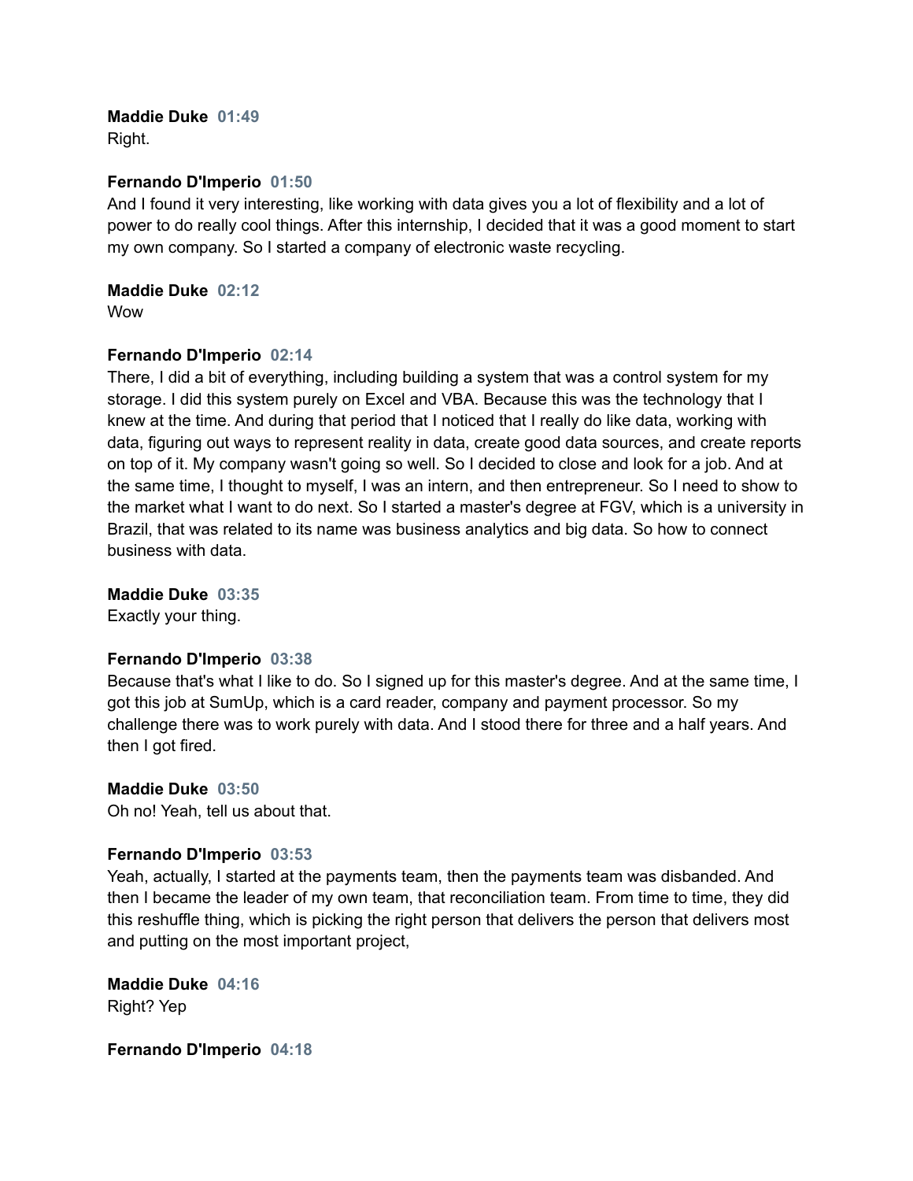**Maddie Duke** **01:49**
Right.

**Fernando D'Imperio** **01:50**
And I found it very interesting, like working with data gives you a lot of flexibility and a lot of power to do really cool things. After this internship, I decided that it was a good moment to start my own company. So I started a company of electronic waste recycling.

**Maddie Duke** **02:12**
Wow

**Fernando D'Imperio** **02:14**
There, I did a bit of everything, including building a system that was a control system for my storage. I did this system purely on Excel and VBA. Because this was the technology that I knew at the time. And during that period that I noticed that I really do like data, working with data, figuring out ways to represent reality in data, create good data sources, and create reports on top of it. My company wasn't going so well. So I decided to close and look for a job. And at the same time, I thought to myself, I was an intern, and then entrepreneur. So I need to show to the market what I want to do next. So I started a master's degree at FGV, which is a university in Brazil, that was related to its name was business analytics and big data. So how to connect business with data.

**Maddie Duke** **03:35**
Exactly your thing.

**Fernando D'Imperio** **03:38**
Because that's what I like to do. So I signed up for this master's degree. And at the same time, I got this job at SumUp, which is a card reader, company and payment processor. So my challenge there was to work purely with data. And I stood there for three and a half years. And then I got fired.

**Maddie Duke** **03:50**
Oh no! Yeah, tell us about that.

**Fernando D'Imperio** **03:53**
Yeah, actually, I started at the payments team, then the payments team was disbanded. And then I became the leader of my own team, that reconciliation team. From time to time, they did this reshuffle thing, which is picking the right person that delivers the person that delivers most and putting on the most important project,

**Maddie Duke** **04:16**
Right? Yep

**Fernando D'Imperio** **04:18**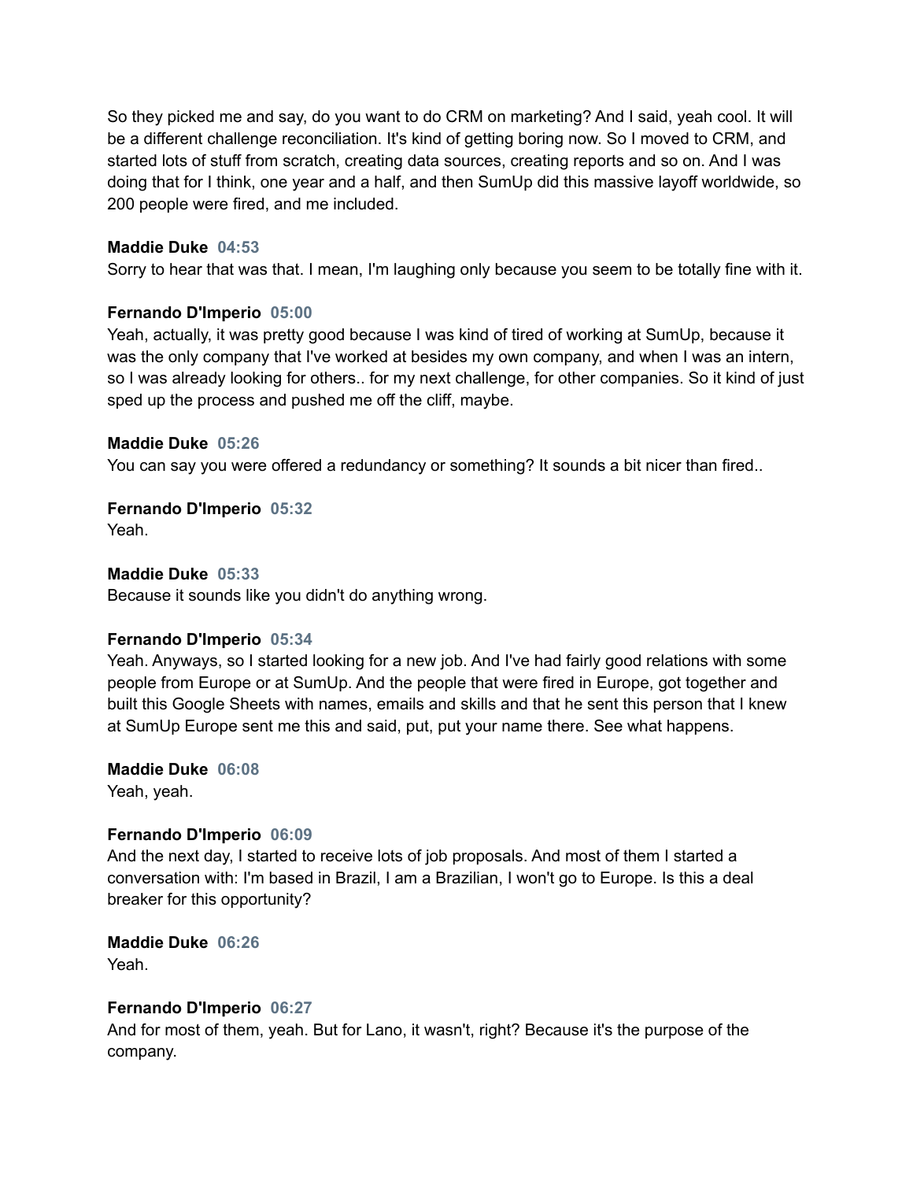So they picked me and say, do you want to do CRM on marketing? And I said, yeah cool. It will be a different challenge reconciliation. It's kind of getting boring now. So I moved to CRM, and started lots of stuff from scratch, creating data sources, creating reports and so on. And I was doing that for I think, one year and a half, and then SumUp did this massive layoff worldwide, so 200 people were fired, and me included.

**Maddie Duke** 04:53
Sorry to hear that was that. I mean, I'm laughing only because you seem to be totally fine with it.

**Fernando D'Imperio** 05:00
Yeah, actually, it was pretty good because I was kind of tired of working at SumUp, because it was the only company that I've worked at besides my own company, and when I was an intern, so I was already looking for others.. for my next challenge, for other companies. So it kind of just sped up the process and pushed me off the cliff, maybe.

**Maddie Duke** 05:26
You can say you were offered a redundancy or something? It sounds a bit nicer than fired..

**Fernando D'Imperio** 05:32
Yeah.

**Maddie Duke** 05:33
Because it sounds like you didn't do anything wrong.

**Fernando D'Imperio** 05:34
Yeah. Anyways, so I started looking for a new job. And I've had fairly good relations with some people from Europe or at SumUp. And the people that were fired in Europe, got together and built this Google Sheets with names, emails and skills and that he sent this person that I knew at SumUp Europe sent me this and said, put, put your name there. See what happens.

**Maddie Duke** 06:08
Yeah, yeah.

**Fernando D'Imperio** 06:09
And the next day, I started to receive lots of job proposals. And most of them I started a conversation with: I'm based in Brazil, I am a Brazilian, I won't go to Europe. Is this a deal breaker for this opportunity?

**Maddie Duke** 06:26
Yeah.

**Fernando D'Imperio** 06:27
And for most of them, yeah. But for Lano, it wasn't, right? Because it's the purpose of the company.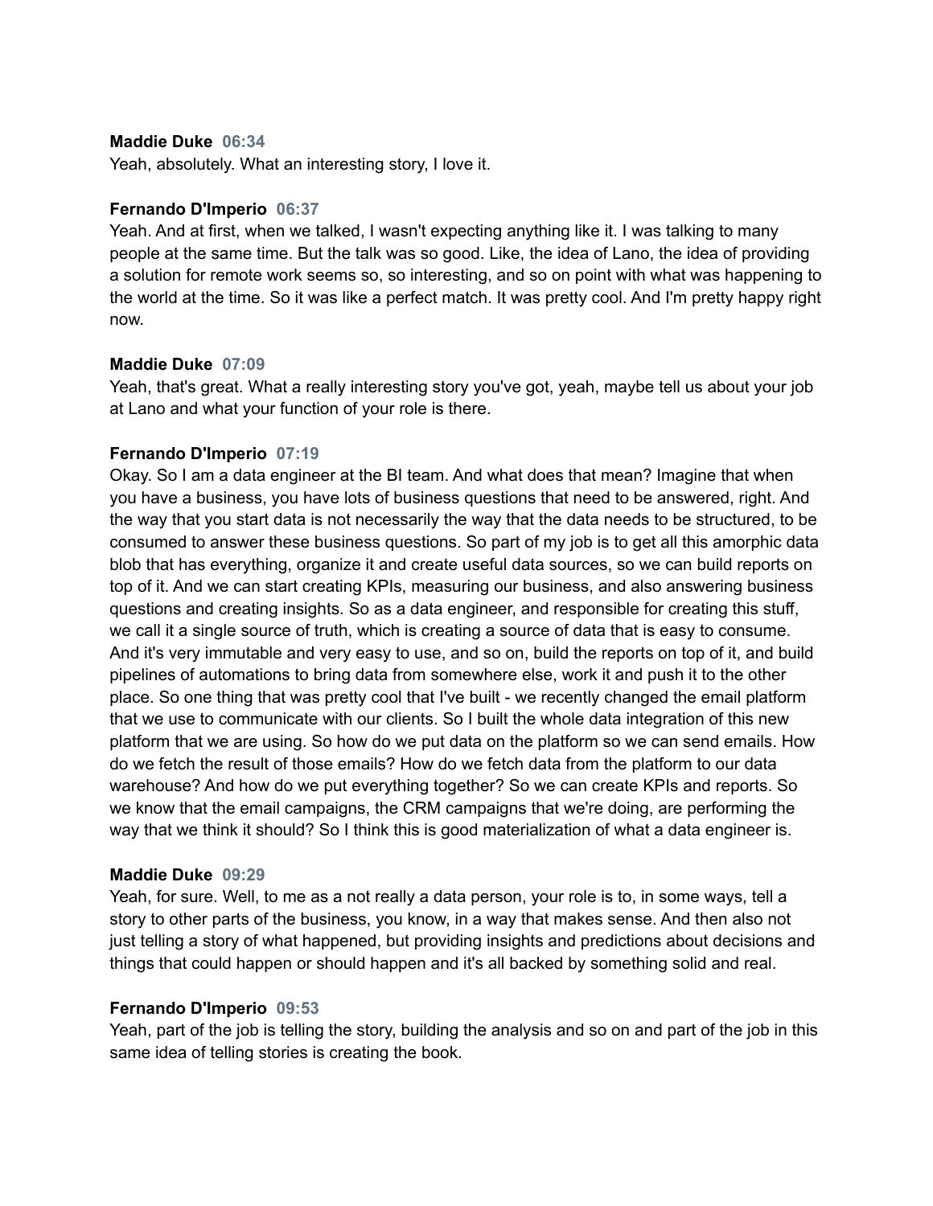**Maddie Duke** **06:34**
Yeah, absolutely. What an interesting story, I love it.

**Fernando D'Imperio** **06:37**
Yeah. And at first, when we talked, I wasn't expecting anything like it. I was talking to many people at the same time. But the talk was so good. Like, the idea of Lano, the idea of providing a solution for remote work seems so, so interesting, and so on point with what was happening to the world at the time. So it was like a perfect match. It was pretty cool. And I'm pretty happy right now.

**Maddie Duke** **07:09**
Yeah, that's great. What a really interesting story you've got, yeah, maybe tell us about your job at Lano and what your function of your role is there.

**Fernando D'Imperio** **07:19**
Okay. So I am a data engineer at the BI team. And what does that mean? Imagine that when you have a business, you have lots of business questions that need to be answered, right. And the way that you start data is not necessarily the way that the data needs to be structured, to be consumed to answer these business questions. So part of my job is to get all this amorphic data blob that has everything, organize it and create useful data sources, so we can build reports on top of it. And we can start creating KPIs, measuring our business, and also answering business questions and creating insights. So as a data engineer, and responsible for creating this stuff, we call it a single source of truth, which is creating a source of data that is easy to consume. And it's very immutable and very easy to use, and so on, build the reports on top of it, and build pipelines of automations to bring data from somewhere else, work it and push it to the other place. So one thing that was pretty cool that I've built - we recently changed the email platform that we use to communicate with our clients. So I built the whole data integration of this new platform that we are using. So how do we put data on the platform so we can send emails. How do we fetch the result of those emails? How do we fetch data from the platform to our data warehouse? And how do we put everything together? So we can create KPIs and reports. So we know that the email campaigns, the CRM campaigns that we're doing, are performing the way that we think it should? So I think this is good materialization of what a data engineer is.

**Maddie Duke** **09:29**
Yeah, for sure. Well, to me as a not really a data person, your role is to, in some ways, tell a story to other parts of the business, you know, in a way that makes sense. And then also not just telling a story of what happened, but providing insights and predictions about decisions and things that could happen or should happen and it's all backed by something solid and real.

**Fernando D'Imperio** **09:53**
Yeah, part of the job is telling the story, building the analysis and so on and part of the job in this same idea of telling stories is creating the book.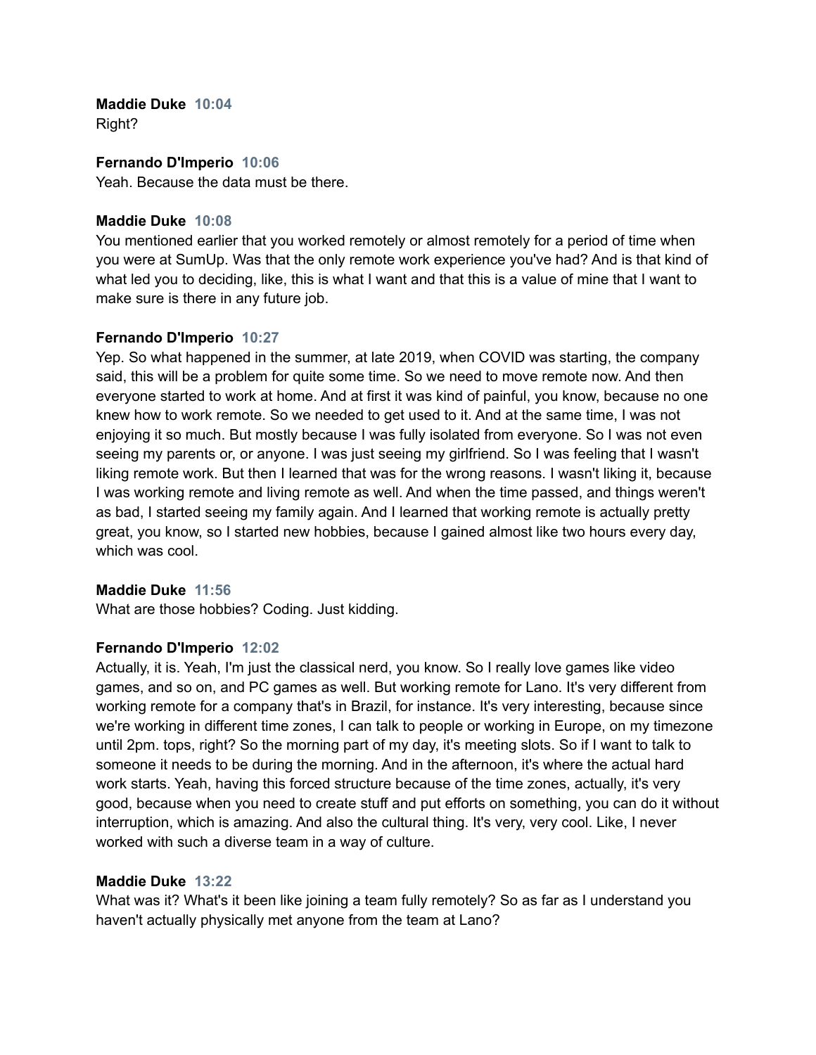**Maddie Duke** 10:04
Right?

**Fernando D'Imperio** 10:06
Yeah. Because the data must be there.

**Maddie Duke** 10:08
You mentioned earlier that you worked remotely or almost remotely for a period of time when you were at SumUp. Was that the only remote work experience you've had? And is that kind of what led you to deciding, like, this is what I want and that this is a value of mine that I want to make sure is there in any future job.

**Fernando D'Imperio** 10:27
Yep. So what happened in the summer, at late 2019, when COVID was starting, the company said, this will be a problem for quite some time. So we need to move remote now. And then everyone started to work at home. And at first it was kind of painful, you know, because no one knew how to work remote. So we needed to get used to it. And at the same time, I was not enjoying it so much. But mostly because I was fully isolated from everyone. So I was not even seeing my parents or, or anyone. I was just seeing my girlfriend. So I was feeling that I wasn't liking remote work. But then I learned that was for the wrong reasons. I wasn't liking it, because I was working remote and living remote as well. And when the time passed, and things weren't as bad, I started seeing my family again. And I learned that working remote is actually pretty great, you know, so I started new hobbies, because I gained almost like two hours every day, which was cool.

**Maddie Duke** 11:56
What are those hobbies? Coding. Just kidding.

**Fernando D'Imperio** 12:02
Actually, it is. Yeah, I'm just the classical nerd, you know. So I really love games like video games, and so on, and PC games as well. But working remote for Lano. It's very different from working remote for a company that's in Brazil, for instance. It's very interesting, because since we're working in different time zones, I can talk to people or working in Europe, on my timezone until 2pm. tops, right? So the morning part of my day, it's meeting slots. So if I want to talk to someone it needs to be during the morning. And in the afternoon, it's where the actual hard work starts. Yeah, having this forced structure because of the time zones, actually, it's very good, because when you need to create stuff and put efforts on something, you can do it without interruption, which is amazing. And also the cultural thing. It's very, very cool. Like, I never worked with such a diverse team in a way of culture.

**Maddie Duke** 13:22
What was it? What's it been like joining a team fully remotely? So as far as I understand you haven't actually physically met anyone from the team at Lano?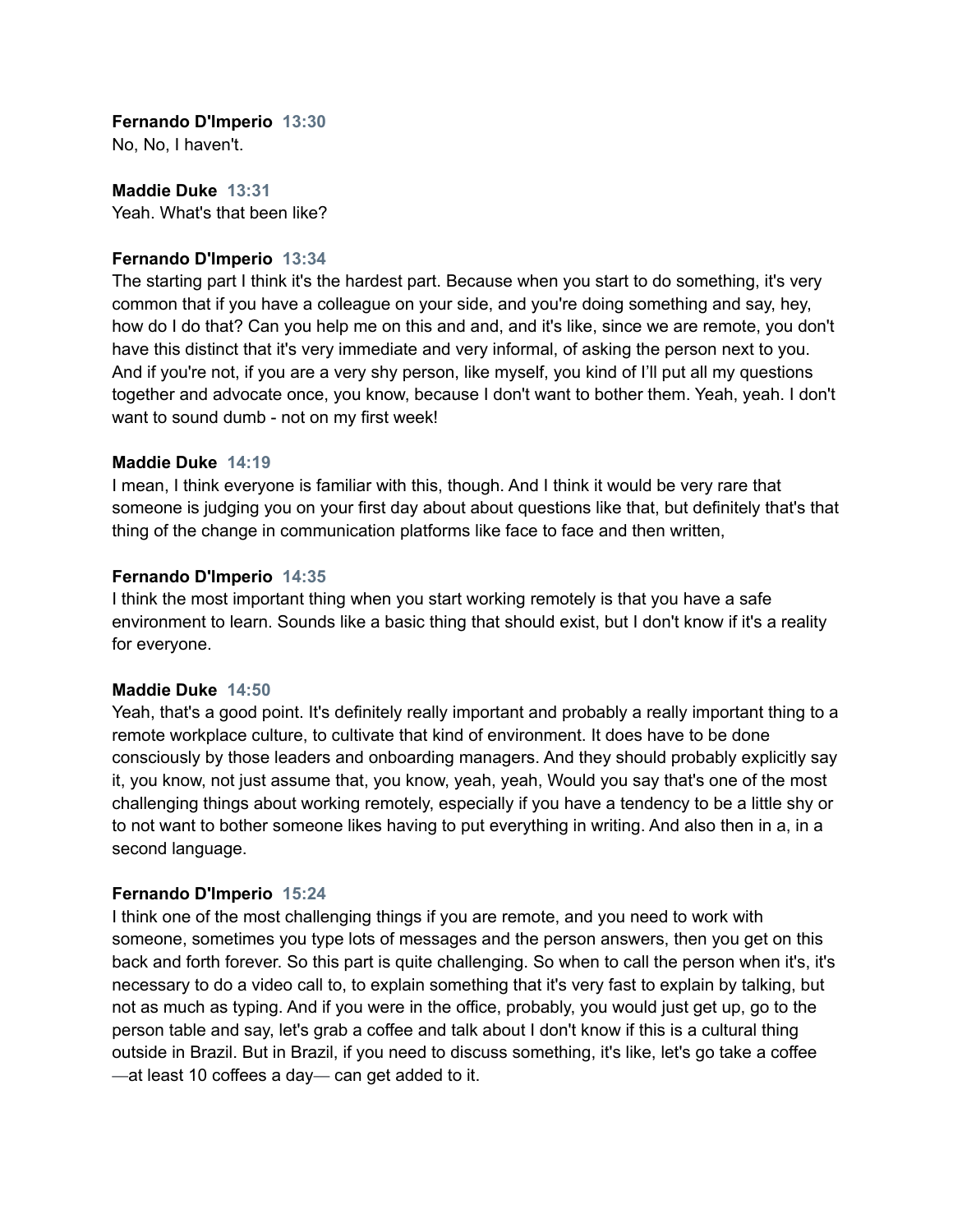**Fernando D'Imperio** 13:30
No, No, I haven't.

**Maddie Duke** 13:31
Yeah. What's that been like?

**Fernando D'Imperio** 13:34
The starting part I think it's the hardest part. Because when you start to do something, it's very common that if you have a colleague on your side, and you're doing something and say, hey, how do I do that? Can you help me on this and and, and it's like, since we are remote, you don't have this distinct that it's very immediate and very informal, of asking the person next to you. And if you're not, if you are a very shy person, like myself, you kind of I'll put all my questions together and advocate once, you know, because I don't want to bother them. Yeah, yeah. I don't want to sound dumb - not on my first week!

**Maddie Duke** 14:19
I mean, I think everyone is familiar with this, though. And I think it would be very rare that someone is judging you on your first day about about questions like that, but definitely that's that thing of the change in communication platforms like face to face and then written,

**Fernando D'Imperio** 14:35
I think the most important thing when you start working remotely is that you have a safe environment to learn. Sounds like a basic thing that should exist, but I don't know if it's a reality for everyone.

**Maddie Duke** 14:50
Yeah, that's a good point. It's definitely really important and probably a really important thing to a remote workplace culture, to cultivate that kind of environment. It does have to be done consciously by those leaders and onboarding managers. And they should probably explicitly say it, you know, not just assume that, you know, yeah, yeah, Would you say that's one of the most challenging things about working remotely, especially if you have a tendency to be a little shy or to not want to bother someone likes having to put everything in writing. And also then in a, in a second language.

**Fernando D'Imperio** 15:24
I think one of the most challenging things if you are remote, and you need to work with someone, sometimes you type lots of messages and the person answers, then you get on this back and forth forever. So this part is quite challenging. So when to call the person when it's, it's necessary to do a video call to, to explain something that it's very fast to explain by talking, but not as much as typing. And if you were in the office, probably, you would just get up, go to the person table and say, let's grab a coffee and talk about I don't know if this is a cultural thing outside in Brazil. But in Brazil, if you need to discuss something, it's like, let's go take a coffee —at least 10 coffees a day— can get added to it.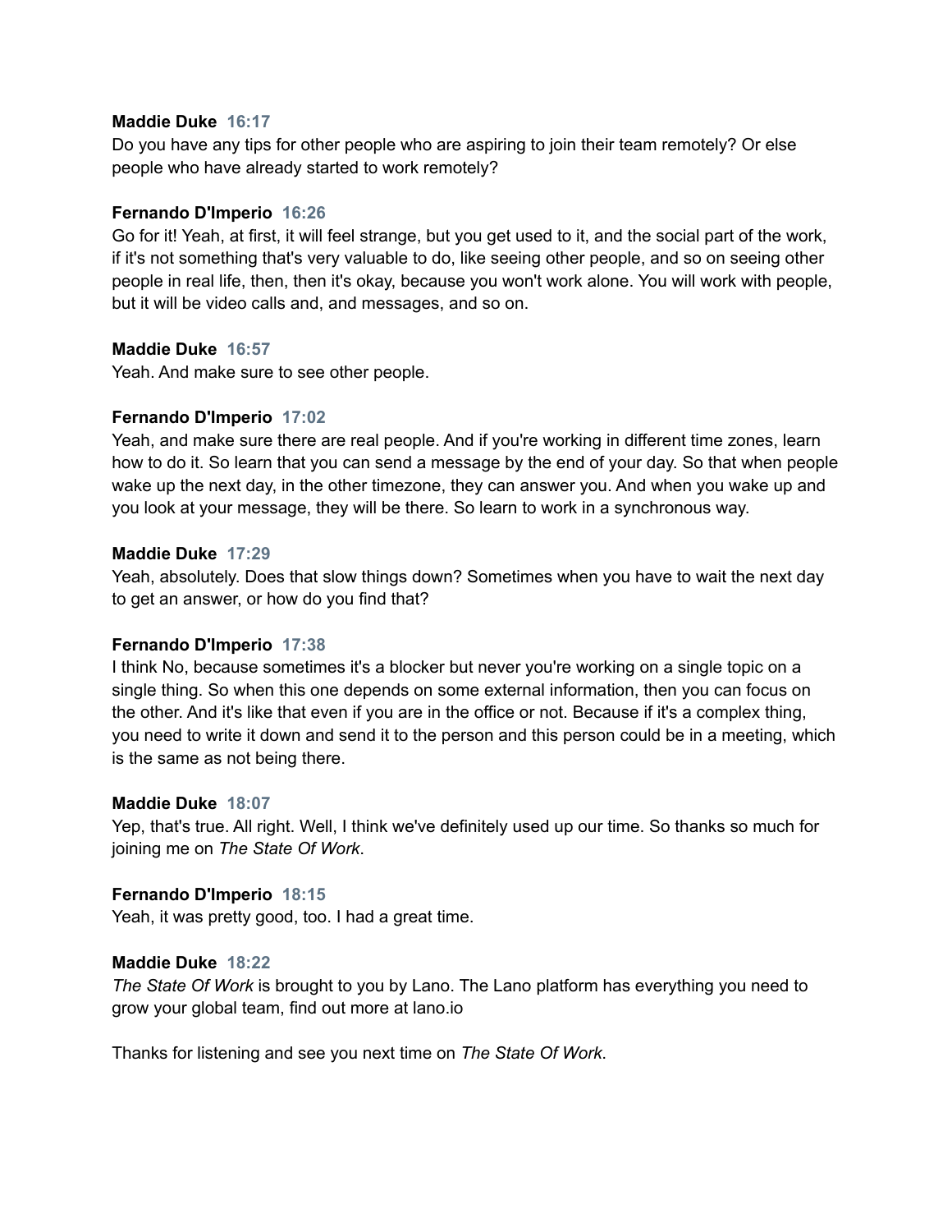**Maddie Duke** **16:17**
Do you have any tips for other people who are aspiring to join their team remotely? Or else people who have already started to work remotely?

**Fernando D'Imperio** **16:26**
Go for it! Yeah, at first, it will feel strange, but you get used to it, and the social part of the work, if it's not something that's very valuable to do, like seeing other people, and so on seeing other people in real life, then, then it's okay, because you won't work alone. You will work with people, but it will be video calls and, and messages, and so on.

**Maddie Duke** **16:57**
Yeah. And make sure to see other people.

**Fernando D'Imperio** **17:02**
Yeah, and make sure there are real people. And if you're working in different time zones, learn how to do it. So learn that you can send a message by the end of your day. So that when people wake up the next day, in the other timezone, they can answer you. And when you wake up and you look at your message, they will be there. So learn to work in a synchronous way.

**Maddie Duke** **17:29**
Yeah, absolutely. Does that slow things down? Sometimes when you have to wait the next day to get an answer, or how do you find that?

**Fernando D'Imperio** **17:38**
I think No, because sometimes it's a blocker but never you're working on a single topic on a single thing. So when this one depends on some external information, then you can focus on the other. And it's like that even if you are in the office or not. Because if it's a complex thing, you need to write it down and send it to the person and this person could be in a meeting, which is the same as not being there.

**Maddie Duke** **18:07**
Yep, that's true. All right. Well, I think we've definitely used up our time. So thanks so much for joining me on *The State Of Work*.

**Fernando D'Imperio** **18:15**
Yeah, it was pretty good, too. I had a great time.

**Maddie Duke** **18:22**
*The State Of Work* is brought to you by Lano. The Lano platform has everything you need to grow your global team, find out more at lano.io

Thanks for listening and see you next time on *The State Of Work*.